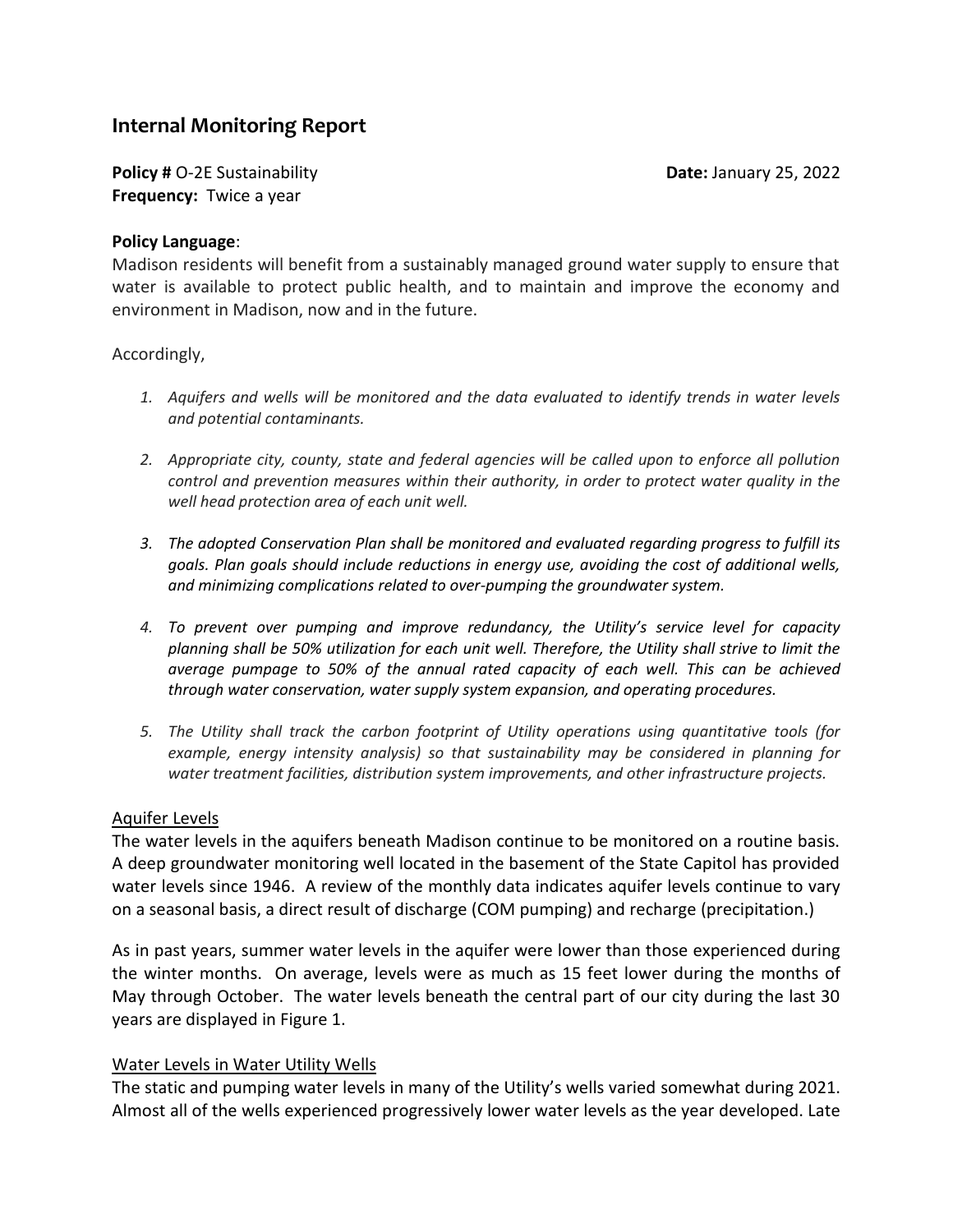## Internal Monitoring Report

**Policy #** O-2E Sustainability **Date:** January 25, 2022
**Frequency:** Twice a year

**Policy Language**:
Madison residents will benefit from a sustainably managed ground water supply to ensure that water is available to protect public health, and to maintain and improve the economy and environment in Madison, now and in the future.

Accordingly,

1. *Aquifers and wells will be monitored and the data evaluated to identify trends in water levels and potential contaminants.*

2. *Appropriate city, county, state and federal agencies will be called upon to enforce all pollution control and prevention measures within their authority, in order to protect water quality in the well head protection area of each unit well.*

3. *The adopted Conservation Plan shall be monitored and evaluated regarding progress to fulfill its goals. Plan goals should include reductions in energy use, avoiding the cost of additional wells, and minimizing complications related to over-pumping the groundwater system.*

4. *To prevent over pumping and improve redundancy, the Utility's service level for capacity planning shall be 50% utilization for each unit well. Therefore, the Utility shall strive to limit the average pumpage to 50% of the annual rated capacity of each well. This can be achieved through water conservation, water supply system expansion, and operating procedures.*

5. *The Utility shall track the carbon footprint of Utility operations using quantitative tools (for example, energy intensity analysis) so that sustainability may be considered in planning for water treatment facilities, distribution system improvements, and other infrastructure projects.*

<u>Aquifer Levels</u>

The water levels in the aquifers beneath Madison continue to be monitored on a routine basis. A deep groundwater monitoring well located in the basement of the State Capitol has provided water levels since 1946. A review of the monthly data indicates aquifer levels continue to vary on a seasonal basis, a direct result of discharge (COM pumping) and recharge (precipitation.)

As in past years, summer water levels in the aquifer were lower than those experienced during the winter months. On average, levels were as much as 15 feet lower during the months of May through October. The water levels beneath the central part of our city during the last 30 years are displayed in Figure 1.

<u>Water Levels in Water Utility Wells</u>

The static and pumping water levels in many of the Utility's wells varied somewhat during 2021. Almost all of the wells experienced progressively lower water levels as the year developed. Late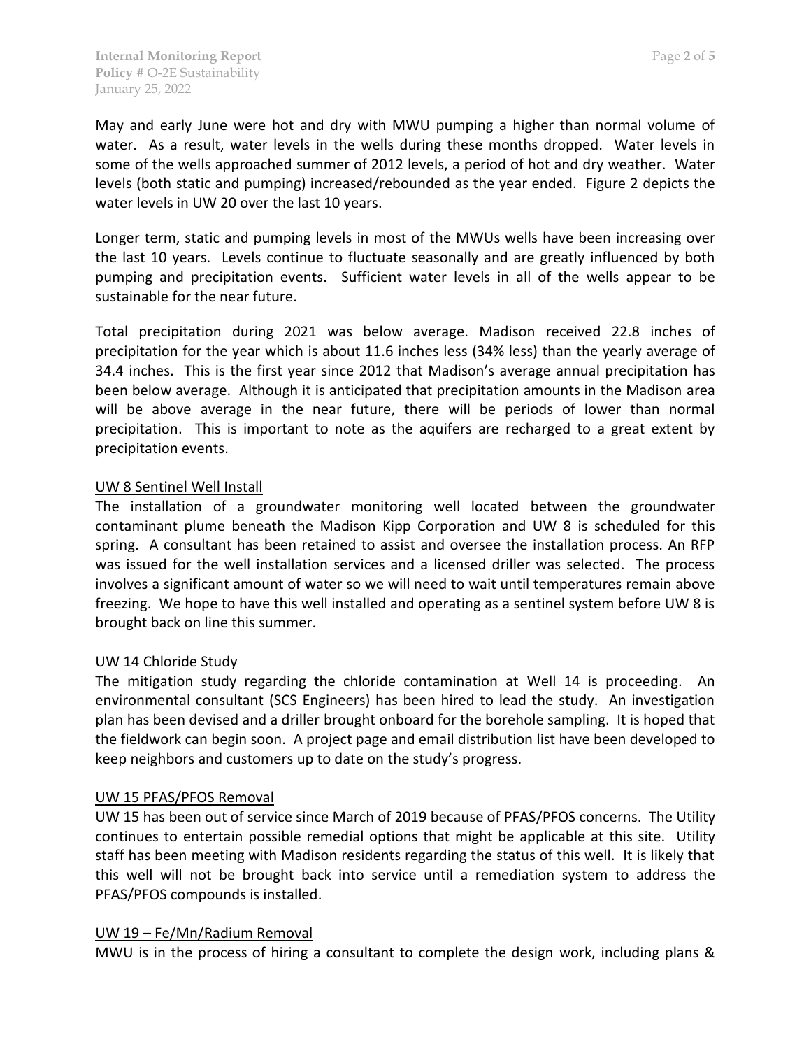May and early June were hot and dry with MWU pumping a higher than normal volume of water. As a result, water levels in the wells during these months dropped. Water levels in some of the wells approached summer of 2012 levels, a period of hot and dry weather. Water levels (both static and pumping) increased/rebounded as the year ended. Figure 2 depicts the water levels in UW 20 over the last 10 years.

Longer term, static and pumping levels in most of the MWUs wells have been increasing over the last 10 years. Levels continue to fluctuate seasonally and are greatly influenced by both pumping and precipitation events. Sufficient water levels in all of the wells appear to be sustainable for the near future.

Total precipitation during 2021 was below average. Madison received 22.8 inches of precipitation for the year which is about 11.6 inches less (34% less) than the yearly average of 34.4 inches. This is the first year since 2012 that Madison's average annual precipitation has been below average. Although it is anticipated that precipitation amounts in the Madison area will be above average in the near future, there will be periods of lower than normal precipitation. This is important to note as the aquifers are recharged to a great extent by precipitation events.

<u>UW 8 Sentinel Well Install</u>

The installation of a groundwater monitoring well located between the groundwater contaminant plume beneath the Madison Kipp Corporation and UW 8 is scheduled for this spring. A consultant has been retained to assist and oversee the installation process. An RFP was issued for the well installation services and a licensed driller was selected. The process involves a significant amount of water so we will need to wait until temperatures remain above freezing. We hope to have this well installed and operating as a sentinel system before UW 8 is brought back on line this summer.

<u>UW 14 Chloride Study</u>

The mitigation study regarding the chloride contamination at Well 14 is proceeding. An environmental consultant (SCS Engineers) has been hired to lead the study. An investigation plan has been devised and a driller brought onboard for the borehole sampling. It is hoped that the fieldwork can begin soon. A project page and email distribution list have been developed to keep neighbors and customers up to date on the study's progress.

<u>UW 15 PFAS/PFOS Removal</u>

UW 15 has been out of service since March of 2019 because of PFAS/PFOS concerns. The Utility continues to entertain possible remedial options that might be applicable at this site. Utility staff has been meeting with Madison residents regarding the status of this well. It is likely that this well will not be brought back into service until a remediation system to address the PFAS/PFOS compounds is installed.

<u>UW 19 – Fe/Mn/Radium Removal</u>

MWU is in the process of hiring a consultant to complete the design work, including plans &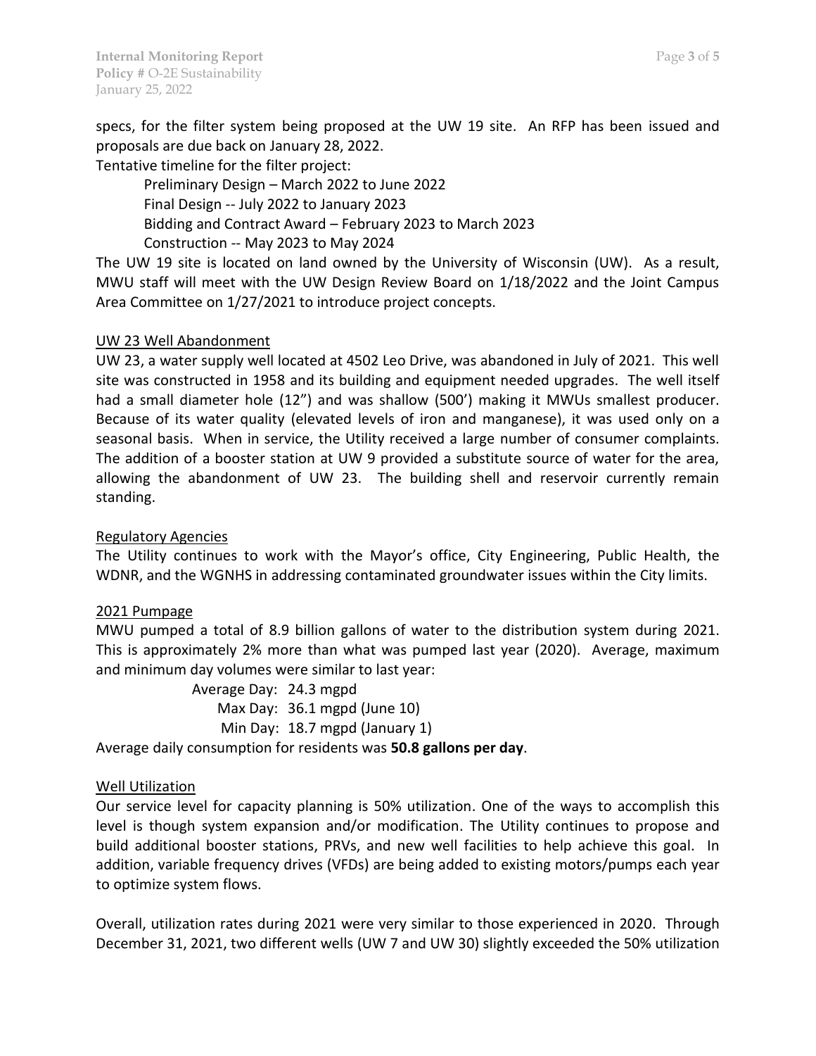specs, for the filter system being proposed at the UW 19 site. An RFP has been issued and proposals are due back on January 28, 2022.

Tentative timeline for the filter project:

Preliminary Design – March 2022 to June 2022
Final Design -- July 2022 to January 2023
Bidding and Contract Award – February 2023 to March 2023
Construction -- May 2023 to May 2024

The UW 19 site is located on land owned by the University of Wisconsin (UW). As a result, MWU staff will meet with the UW Design Review Board on 1/18/2022 and the Joint Campus Area Committee on 1/27/2021 to introduce project concepts.

<u>UW 23 Well Abandonment</u>

UW 23, a water supply well located at 4502 Leo Drive, was abandoned in July of 2021. This well site was constructed in 1958 and its building and equipment needed upgrades. The well itself had a small diameter hole (12") and was shallow (500') making it MWUs smallest producer. Because of its water quality (elevated levels of iron and manganese), it was used only on a seasonal basis. When in service, the Utility received a large number of consumer complaints. The addition of a booster station at UW 9 provided a substitute source of water for the area, allowing the abandonment of UW 23. The building shell and reservoir currently remain standing.

<u>Regulatory Agencies</u>

The Utility continues to work with the Mayor's office, City Engineering, Public Health, the WDNR, and the WGNHS in addressing contaminated groundwater issues within the City limits.

<u>2021 Pumpage</u>

MWU pumped a total of 8.9 billion gallons of water to the distribution system during 2021. This is approximately 2% more than what was pumped last year (2020). Average, maximum and minimum day volumes were similar to last year:

Average Day: 24.3 mgpd
Max Day: 36.1 mgpd (June 10)
Min Day: 18.7 mgpd (January 1)

Average daily consumption for residents was **50.8 gallons per day**.

<u>Well Utilization</u>

Our service level for capacity planning is 50% utilization. One of the ways to accomplish this level is though system expansion and/or modification. The Utility continues to propose and build additional booster stations, PRVs, and new well facilities to help achieve this goal. In addition, variable frequency drives (VFDs) are being added to existing motors/pumps each year to optimize system flows.

Overall, utilization rates during 2021 were very similar to those experienced in 2020. Through December 31, 2021, two different wells (UW 7 and UW 30) slightly exceeded the 50% utilization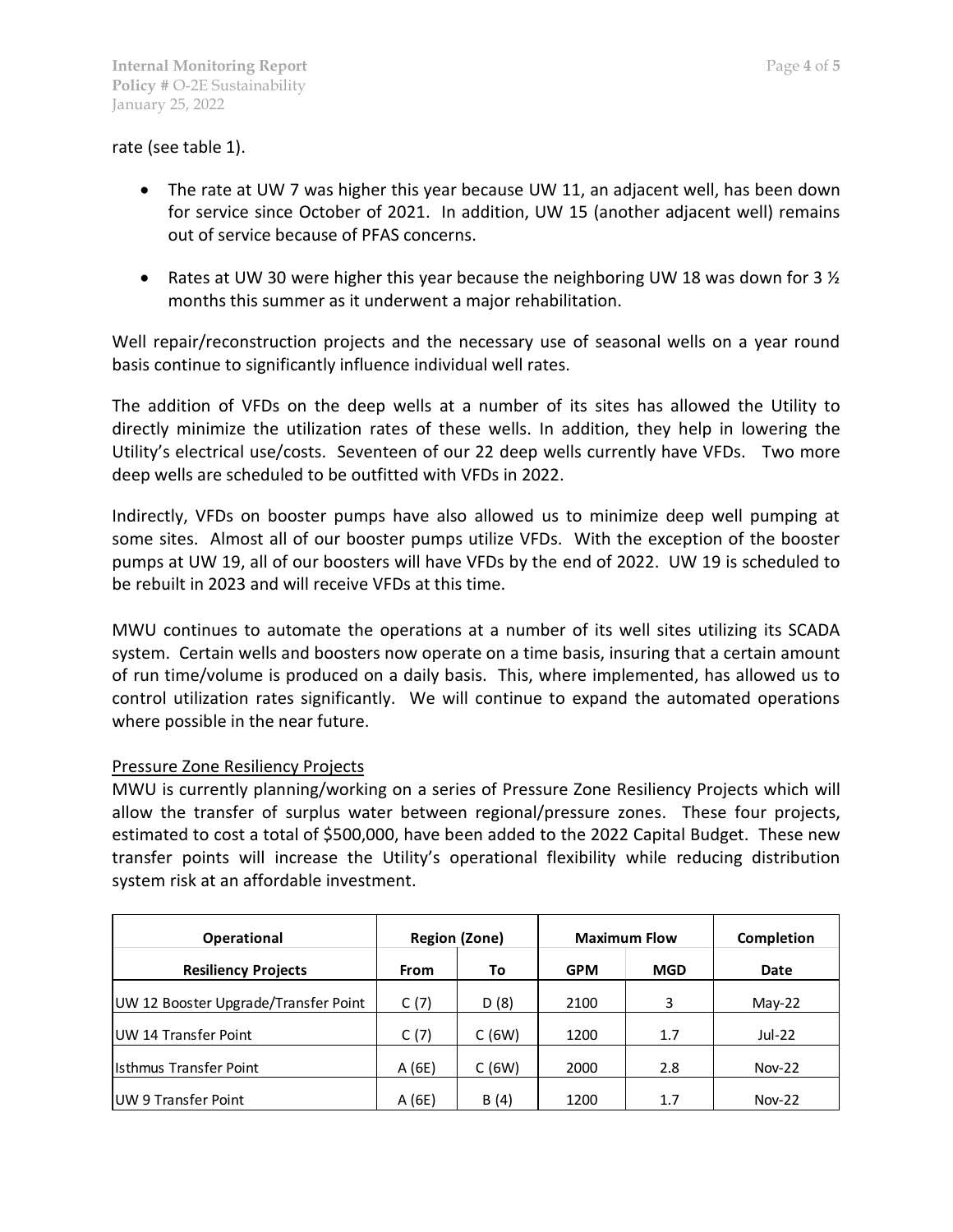rate (see table 1).

- The rate at UW 7 was higher this year because UW 11, an adjacent well, has been down for service since October of 2021. In addition, UW 15 (another adjacent well) remains out of service because of PFAS concerns.
- Rates at UW 30 were higher this year because the neighboring UW 18 was down for 3 ½ months this summer as it underwent a major rehabilitation.

Well repair/reconstruction projects and the necessary use of seasonal wells on a year round basis continue to significantly influence individual well rates.

The addition of VFDs on the deep wells at a number of its sites has allowed the Utility to directly minimize the utilization rates of these wells. In addition, they help in lowering the Utility's electrical use/costs. Seventeen of our 22 deep wells currently have VFDs. Two more deep wells are scheduled to be outfitted with VFDs in 2022.

Indirectly, VFDs on booster pumps have also allowed us to minimize deep well pumping at some sites. Almost all of our booster pumps utilize VFDs. With the exception of the booster pumps at UW 19, all of our boosters will have VFDs by the end of 2022. UW 19 is scheduled to be rebuilt in 2023 and will receive VFDs at this time.

MWU continues to automate the operations at a number of its well sites utilizing its SCADA system. Certain wells and boosters now operate on a time basis, insuring that a certain amount of run time/volume is produced on a daily basis. This, where implemented, has allowed us to control utilization rates significantly. We will continue to expand the automated operations where possible in the near future.

## Pressure Zone Resiliency Projects

MWU is currently planning/working on a series of Pressure Zone Resiliency Projects which will allow the transfer of surplus water between regional/pressure zones. These four projects, estimated to cost a total of $500,000, have been added to the 2022 Capital Budget. These new transfer points will increase the Utility's operational flexibility while reducing distribution system risk at an affordable investment.

| Operational | Region (Zone) | | Maximum Flow | | Completion |
|---|---|---|---|---|---|
| **Resiliency Projects** | **From** | **To** | **GPM** | **MGD** | **Date** |
| UW 12 Booster Upgrade/Transfer Point | C (7) | D (8) | 2100 | 3 | May-22 |
| UW 14 Transfer Point | C (7) | C (6W) | 1200 | 1.7 | Jul-22 |
| Isthmus Transfer Point | A (6E) | C (6W) | 2000 | 2.8 | Nov-22 |
| UW 9 Transfer Point | A (6E) | B (4) | 1200 | 1.7 | Nov-22 |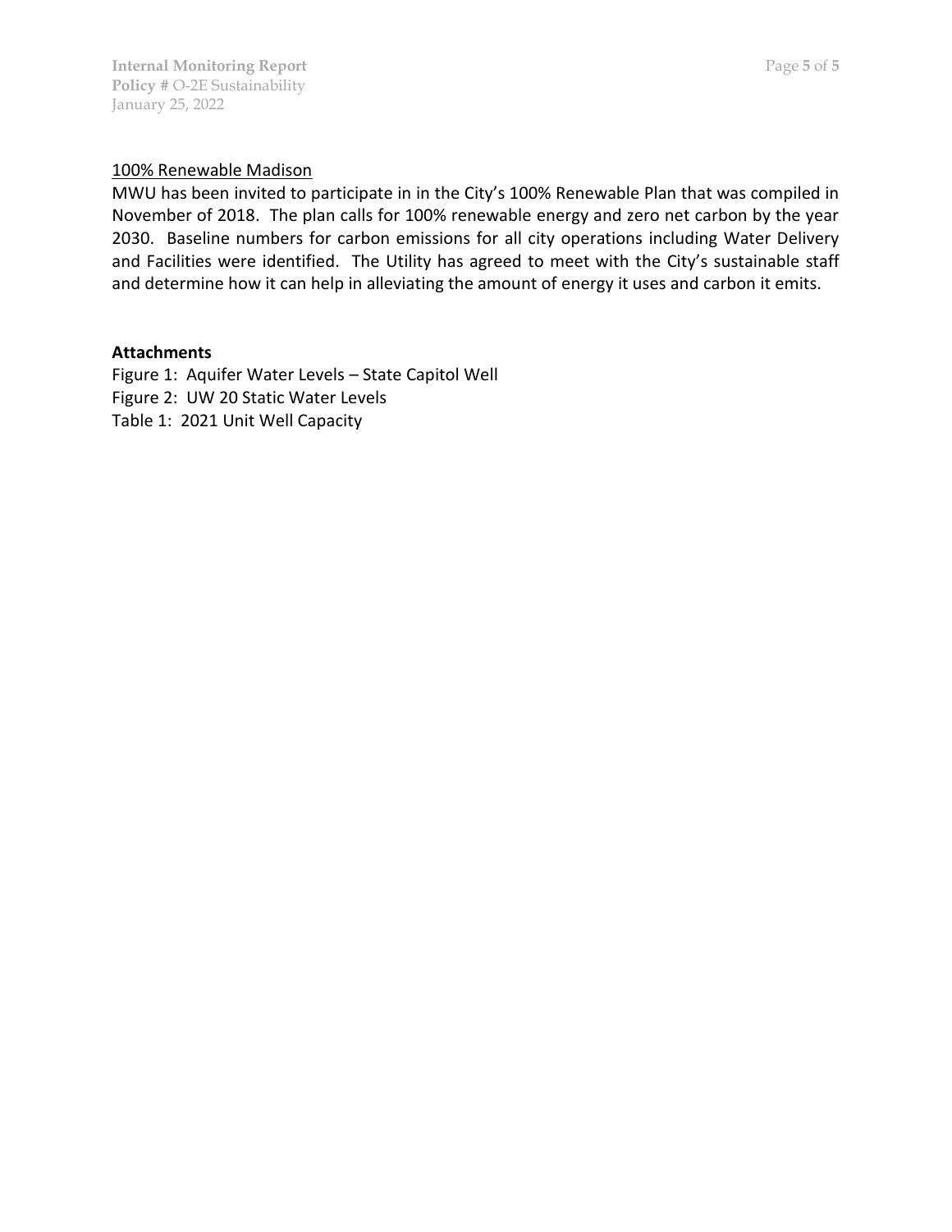<u>100% Renewable Madison</u>

MWU has been invited to participate in in the City's 100% Renewable Plan that was compiled in November of 2018. The plan calls for 100% renewable energy and zero net carbon by the year 2030. Baseline numbers for carbon emissions for all city operations including Water Delivery and Facilities were identified. The Utility has agreed to meet with the City's sustainable staff and determine how it can help in alleviating the amount of energy it uses and carbon it emits.

**Attachments**

Figure 1: Aquifer Water Levels – State Capitol Well
Figure 2: UW 20 Static Water Levels
Table 1: 2021 Unit Well Capacity